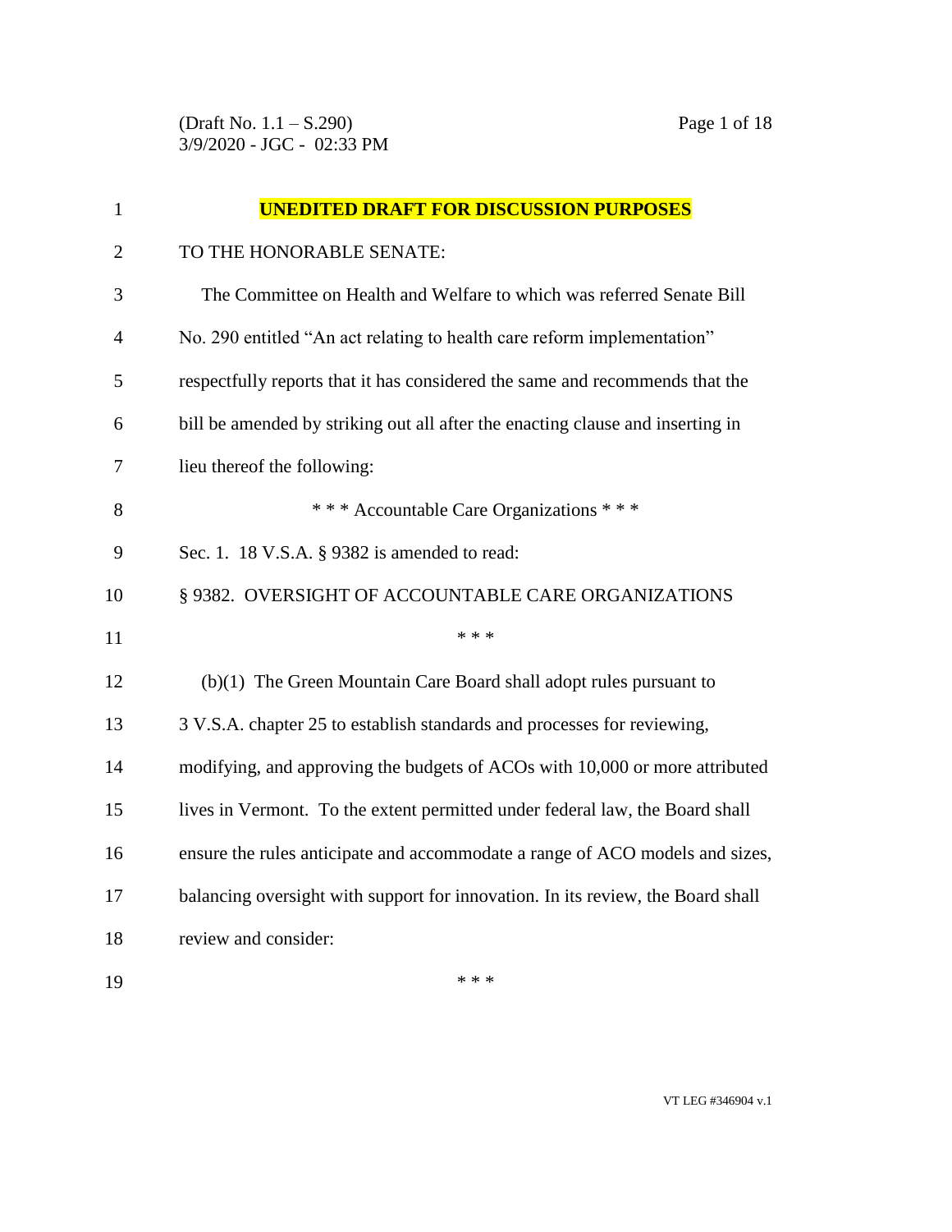**UNEDITED DRAFT FOR DISCUSSION PURPOSES**

TO THE HONORABLE SENATE:

The Committee on Health and Welfare to which was referred Senate Bill No. 290 entitled "An act relating to health care reform implementation" respectfully reports that it has considered the same and recommends that the bill be amended by striking out all after the enacting clause and inserting in lieu thereof the following:

\* \* \* Accountable Care Organizations \* \* \*

Sec. 1. 18 V.S.A. § 9382 is amended to read:

§ 9382. OVERSIGHT OF ACCOUNTABLE CARE ORGANIZATIONS

\* \* \*

(b)(1) The Green Mountain Care Board shall adopt rules pursuant to 3 V.S.A. chapter 25 to establish standards and processes for reviewing, modifying, and approving the budgets of ACOs with 10,000 or more attributed lives in Vermont. To the extent permitted under federal law, the Board shall ensure the rules anticipate and accommodate a range of ACO models and sizes, balancing oversight with support for innovation. In its review, the Board shall review and consider:

\* \* \*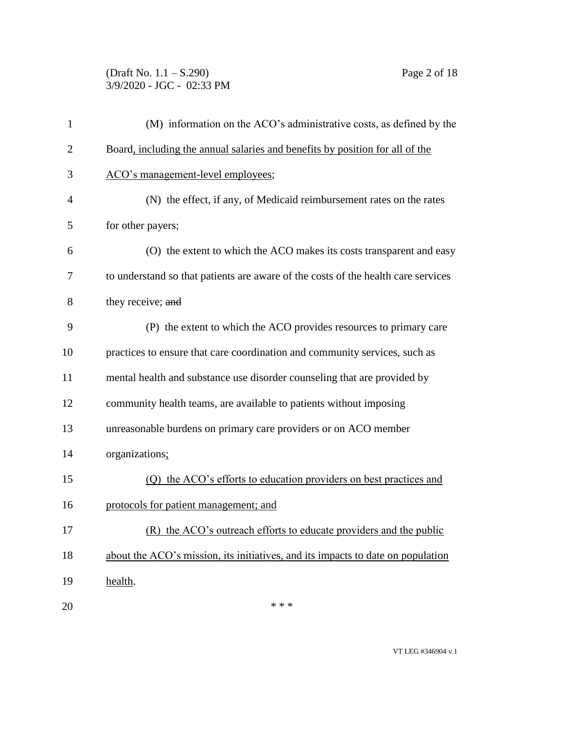(M) information on the ACO's administrative costs, as defined by the Board, including the annual salaries and benefits by position for all of the ACO's management-level employees;

(N) the effect, if any, of Medicaid reimbursement rates on the rates for other payers;

(O) the extent to which the ACO makes its costs transparent and easy to understand so that patients are aware of the costs of the health care services they receive; ~~and~~

(P) the extent to which the ACO provides resources to primary care practices to ensure that care coordination and community services, such as mental health and substance use disorder counseling that are provided by community health teams, are available to patients without imposing unreasonable burdens on primary care providers or on ACO member organizations;

(Q) the ACO's efforts to education providers on best practices and protocols for patient management; and

(R) the ACO's outreach efforts to educate providers and the public about the ACO's mission, its initiatives, and its impacts to date on population health.

\* \* \*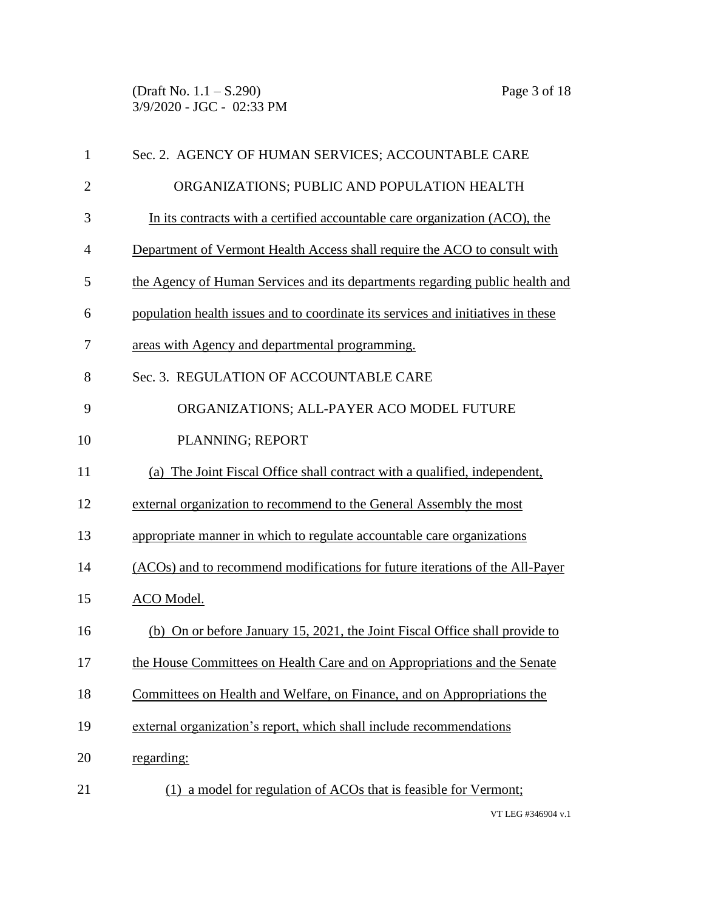Sec. 2. AGENCY OF HUMAN SERVICES; ACCOUNTABLE CARE ORGANIZATIONS; PUBLIC AND POPULATION HEALTH

In its contracts with a certified accountable care organization (ACO), the Department of Vermont Health Access shall require the ACO to consult with the Agency of Human Services and its departments regarding public health and population health issues and to coordinate its services and initiatives in these areas with Agency and departmental programming.

Sec. 3. REGULATION OF ACCOUNTABLE CARE ORGANIZATIONS; ALL-PAYER ACO MODEL FUTURE PLANNING; REPORT

(a) The Joint Fiscal Office shall contract with a qualified, independent, external organization to recommend to the General Assembly the most appropriate manner in which to regulate accountable care organizations (ACOs) and to recommend modifications for future iterations of the All-Payer ACO Model.

(b) On or before January 15, 2021, the Joint Fiscal Office shall provide to the House Committees on Health Care and on Appropriations and the Senate Committees on Health and Welfare, on Finance, and on Appropriations the external organization's report, which shall include recommendations regarding:

(1) a model for regulation of ACOs that is feasible for Vermont;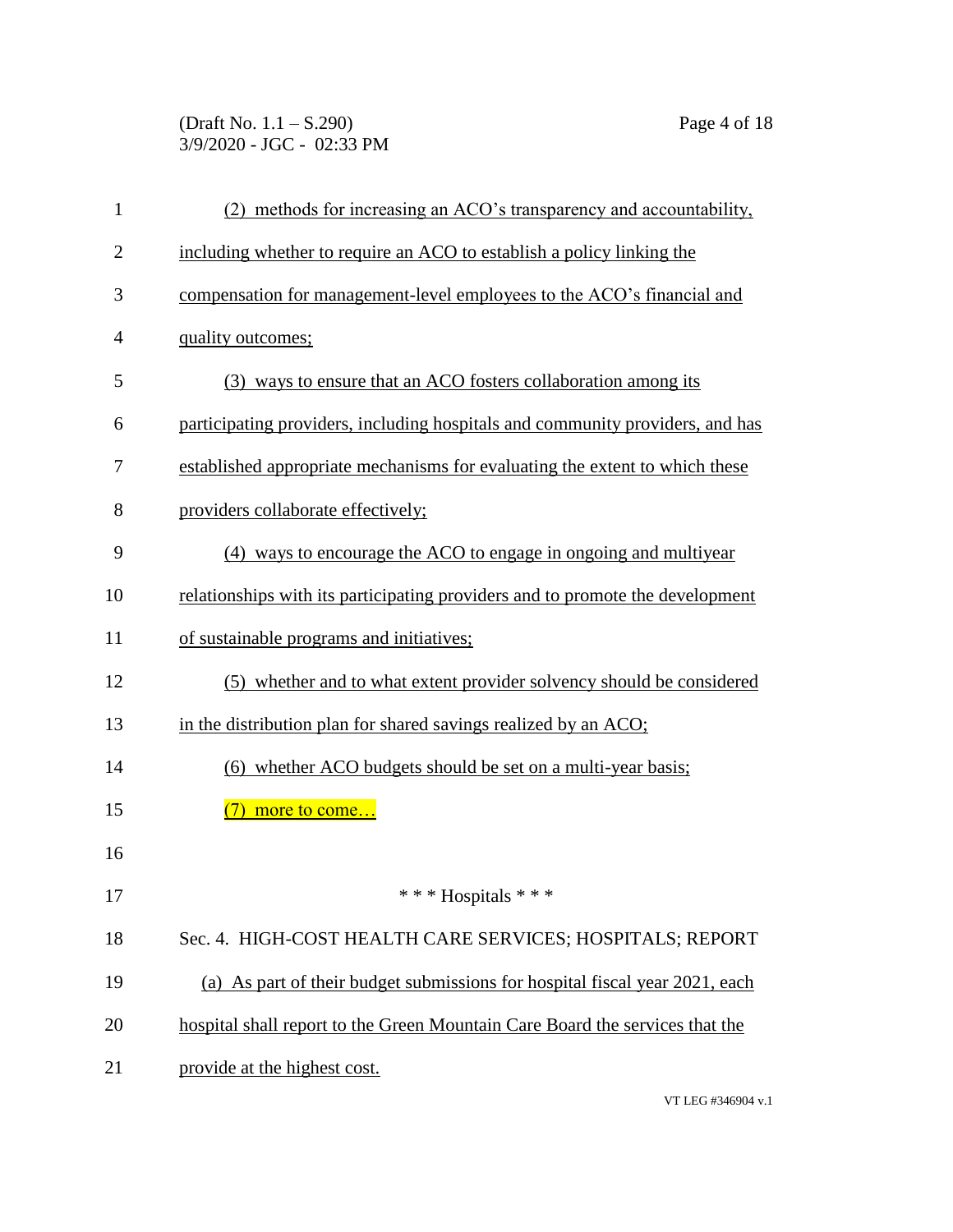(2) methods for increasing an ACO's transparency and accountability, including whether to require an ACO to establish a policy linking the compensation for management-level employees to the ACO's financial and quality outcomes;

(3) ways to ensure that an ACO fosters collaboration among its participating providers, including hospitals and community providers, and has established appropriate mechanisms for evaluating the extent to which these providers collaborate effectively;

(4) ways to encourage the ACO to engage in ongoing and multiyear relationships with its participating providers and to promote the development of sustainable programs and initiatives;

(5) whether and to what extent provider solvency should be considered in the distribution plan for shared savings realized by an ACO;

(6) whether ACO budgets should be set on a multi-year basis;

(7) more to come…

\* \* \* Hospitals \* \* \*

Sec. 4. HIGH-COST HEALTH CARE SERVICES; HOSPITALS; REPORT

(a) As part of their budget submissions for hospital fiscal year 2021, each hospital shall report to the Green Mountain Care Board the services that the provide at the highest cost.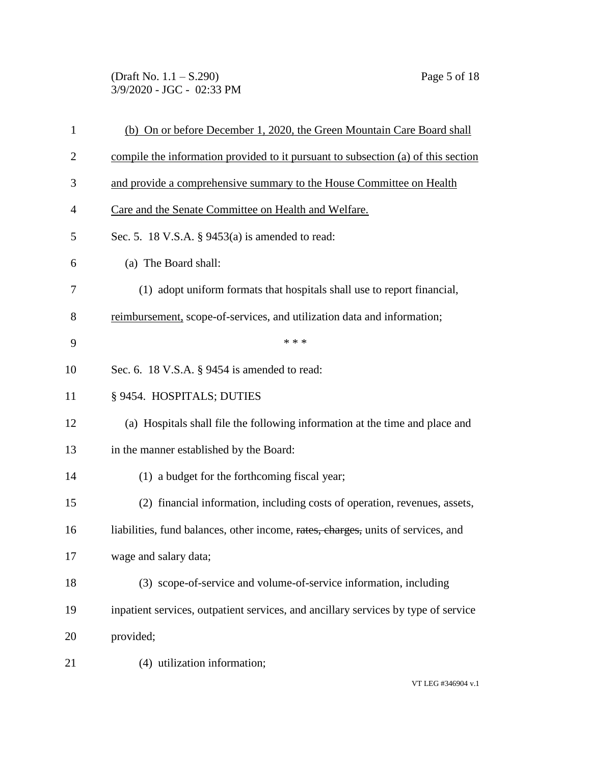(b) On or before December 1, 2020, the Green Mountain Care Board shall compile the information provided to it pursuant to subsection (a) of this section and provide a comprehensive summary to the House Committee on Health Care and the Senate Committee on Health and Welfare.

Sec. 5. 18 V.S.A. § 9453(a) is amended to read:

(a) The Board shall:

(1) adopt uniform formats that hospitals shall use to report financial, reimbursement, scope-of-services, and utilization data and information;

* * *

Sec. 6. 18 V.S.A. § 9454 is amended to read:

§ 9454. HOSPITALS; DUTIES

(a) Hospitals shall file the following information at the time and place and in the manner established by the Board:

(1) a budget for the forthcoming fiscal year;

(2) financial information, including costs of operation, revenues, assets, liabilities, fund balances, other income, ~~rates, charges,~~ units of services, and wage and salary data;

(3) scope-of-service and volume-of-service information, including inpatient services, outpatient services, and ancillary services by type of service provided;

(4) utilization information;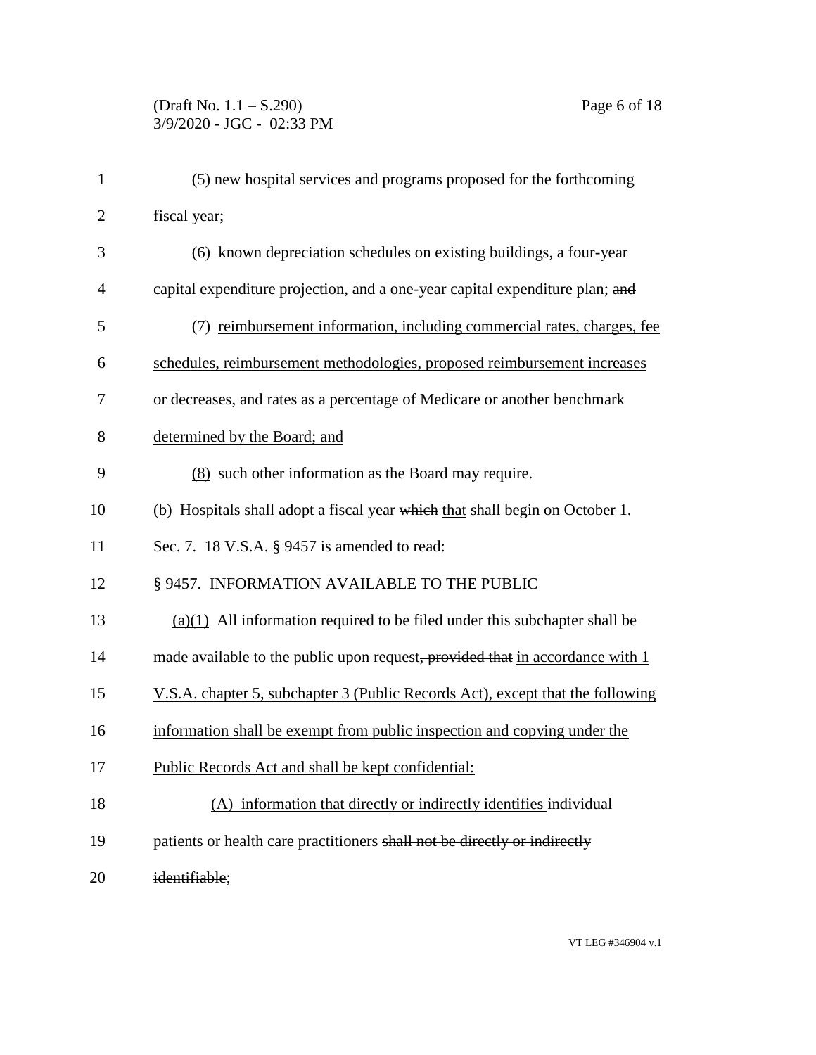(5) new hospital services and programs proposed for the forthcoming fiscal year;

(6) known depreciation schedules on existing buildings, a four-year capital expenditure projection, and a one-year capital expenditure plan; ~~and~~

(7) <u>reimbursement information, including commercial rates, charges, fee schedules, reimbursement methodologies, proposed reimbursement increases or decreases, and rates as a percentage of Medicare or another benchmark determined by the Board; and</u>

<u>(8)</u> such other information as the Board may require.

(b) Hospitals shall adopt a fiscal year ~~which~~ <u>that</u> shall begin on October 1.

Sec. 7. 18 V.S.A. § 9457 is amended to read:

§ 9457. INFORMATION AVAILABLE TO THE PUBLIC

<u>(a)(1)</u> All information required to be filed under this subchapter shall be made available to the public upon request~~, provided that~~ <u>in accordance with 1 V.S.A. chapter 5, subchapter 3 (Public Records Act), except that the following information shall be exempt from public inspection and copying under the Public Records Act and shall be kept confidential:</u>

<u>(A) information that directly or indirectly identifies</u> individual patients or health care practitioners ~~shall not be directly or indirectly identifiable~~<u>;</u>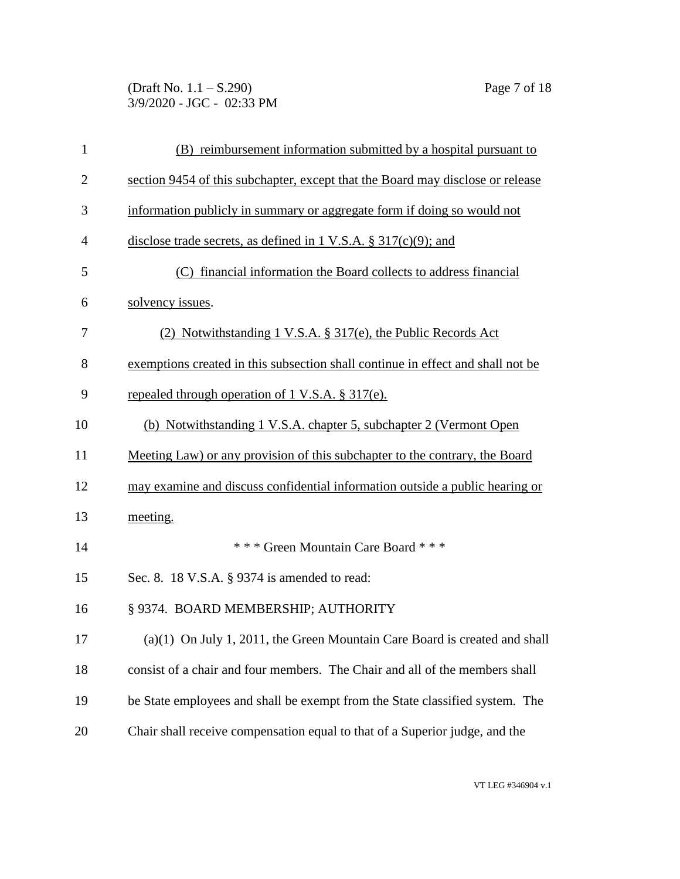(B) reimbursement information submitted by a hospital pursuant to section 9454 of this subchapter, except that the Board may disclose or release information publicly in summary or aggregate form if doing so would not disclose trade secrets, as defined in 1 V.S.A. § 317(c)(9); and

(C) financial information the Board collects to address financial solvency issues.

(2) Notwithstanding 1 V.S.A. § 317(e), the Public Records Act exemptions created in this subsection shall continue in effect and shall not be repealed through operation of 1 V.S.A. § 317(e).

(b) Notwithstanding 1 V.S.A. chapter 5, subchapter 2 (Vermont Open Meeting Law) or any provision of this subchapter to the contrary, the Board may examine and discuss confidential information outside a public hearing or meeting.

\* \* \* Green Mountain Care Board \* \* \*

Sec. 8. 18 V.S.A. § 9374 is amended to read:

§ 9374. BOARD MEMBERSHIP; AUTHORITY

(a)(1) On July 1, 2011, the Green Mountain Care Board is created and shall consist of a chair and four members. The Chair and all of the members shall be State employees and shall be exempt from the State classified system. The Chair shall receive compensation equal to that of a Superior judge, and the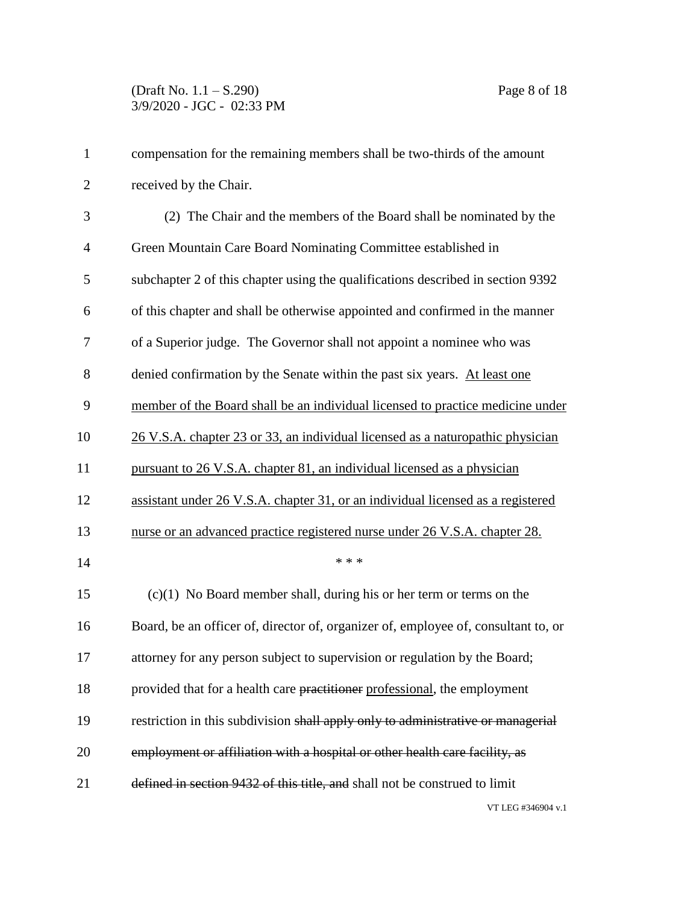compensation for the remaining members shall be two-thirds of the amount received by the Chair.

(2) The Chair and the members of the Board shall be nominated by the Green Mountain Care Board Nominating Committee established in subchapter 2 of this chapter using the qualifications described in section 9392 of this chapter and shall be otherwise appointed and confirmed in the manner of a Superior judge. The Governor shall not appoint a nominee who was denied confirmation by the Senate within the past six years. <u>At least one member of the Board shall be an individual licensed to practice medicine under 26 V.S.A. chapter 23 or 33, an individual licensed as a naturopathic physician pursuant to 26 V.S.A. chapter 81, an individual licensed as a physician assistant under 26 V.S.A. chapter 31, or an individual licensed as a registered nurse or an advanced practice registered nurse under 26 V.S.A. chapter 28.</u>

\* \* \*

(c)(1) No Board member shall, during his or her term or terms on the Board, be an officer of, director of, organizer of, employee of, consultant to, or attorney for any person subject to supervision or regulation by the Board; provided that for a health care ~~practitioner~~ <u>professional</u>, the employment restriction in this subdivision ~~shall apply only to administrative or managerial employment or affiliation with a hospital or other health care facility, as defined in section 9432 of this title, and~~ shall not be construed to limit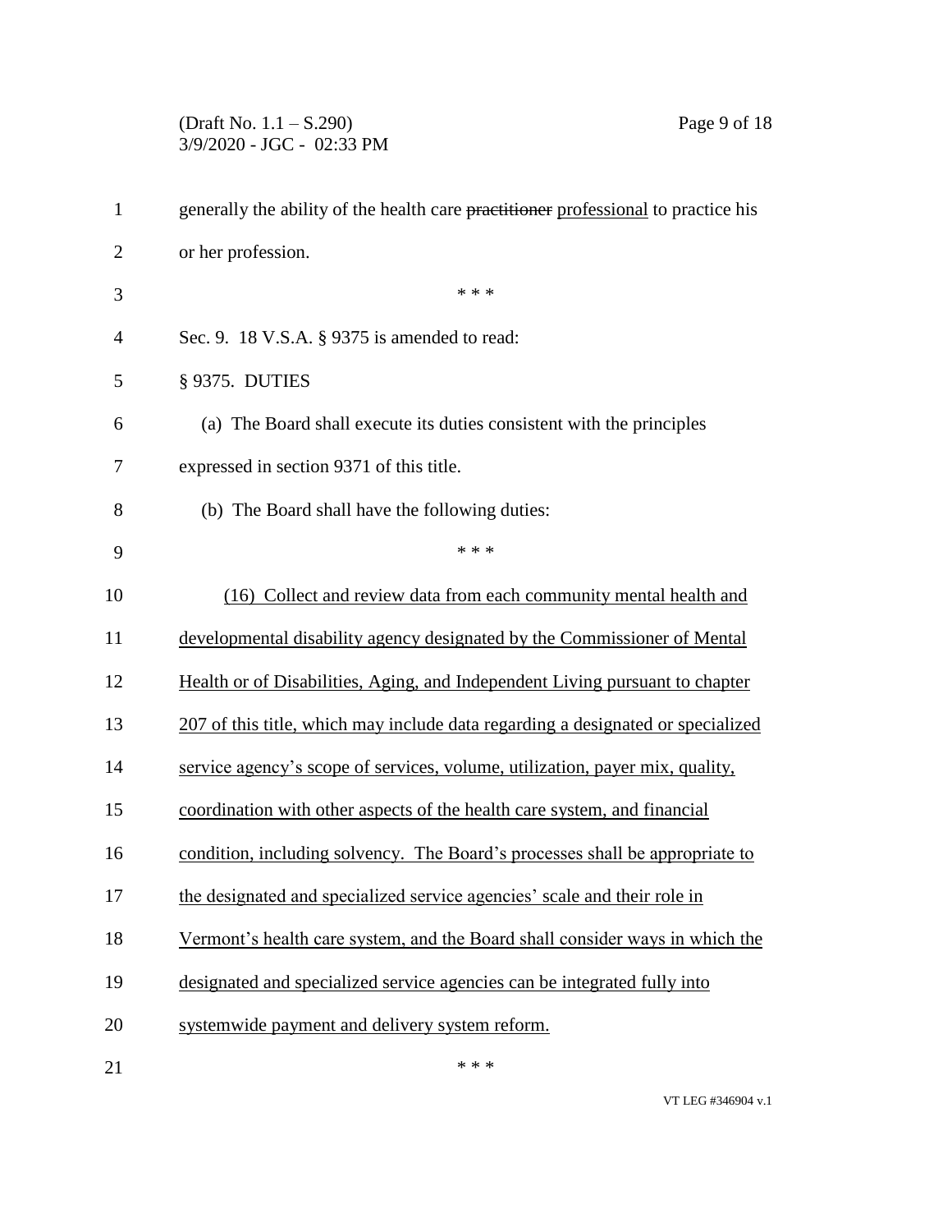generally the ability of the health care ~~practitioner~~ professional to practice his or her profession.

\* \* \*

Sec. 9. 18 V.S.A. § 9375 is amended to read:

§ 9375. DUTIES

(a) The Board shall execute its duties consistent with the principles expressed in section 9371 of this title.

(b) The Board shall have the following duties:

\* \* \*

<u>(16) Collect and review data from each community mental health and developmental disability agency designated by the Commissioner of Mental Health or of Disabilities, Aging, and Independent Living pursuant to chapter 207 of this title, which may include data regarding a designated or specialized service agency's scope of services, volume, utilization, payer mix, quality, coordination with other aspects of the health care system, and financial condition, including solvency. The Board's processes shall be appropriate to the designated and specialized service agencies' scale and their role in Vermont's health care system, and the Board shall consider ways in which the designated and specialized service agencies can be integrated fully into systemwide payment and delivery system reform.</u>

\* \* \*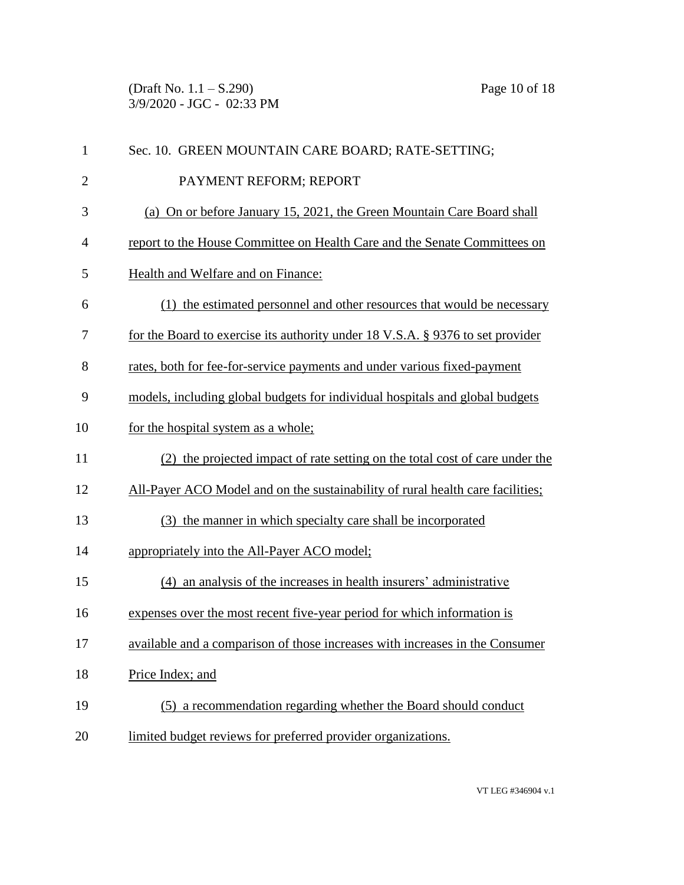Sec. 10. GREEN MOUNTAIN CARE BOARD; RATE-SETTING; PAYMENT REFORM; REPORT

(a) On or before January 15, 2021, the Green Mountain Care Board shall report to the House Committee on Health Care and the Senate Committees on Health and Welfare and on Finance:

(1) the estimated personnel and other resources that would be necessary for the Board to exercise its authority under 18 V.S.A. § 9376 to set provider rates, both for fee-for-service payments and under various fixed-payment models, including global budgets for individual hospitals and global budgets for the hospital system as a whole;

(2) the projected impact of rate setting on the total cost of care under the All-Payer ACO Model and on the sustainability of rural health care facilities;

(3) the manner in which specialty care shall be incorporated appropriately into the All-Payer ACO model;

(4) an analysis of the increases in health insurers' administrative expenses over the most recent five-year period for which information is available and a comparison of those increases with increases in the Consumer Price Index; and

(5) a recommendation regarding whether the Board should conduct limited budget reviews for preferred provider organizations.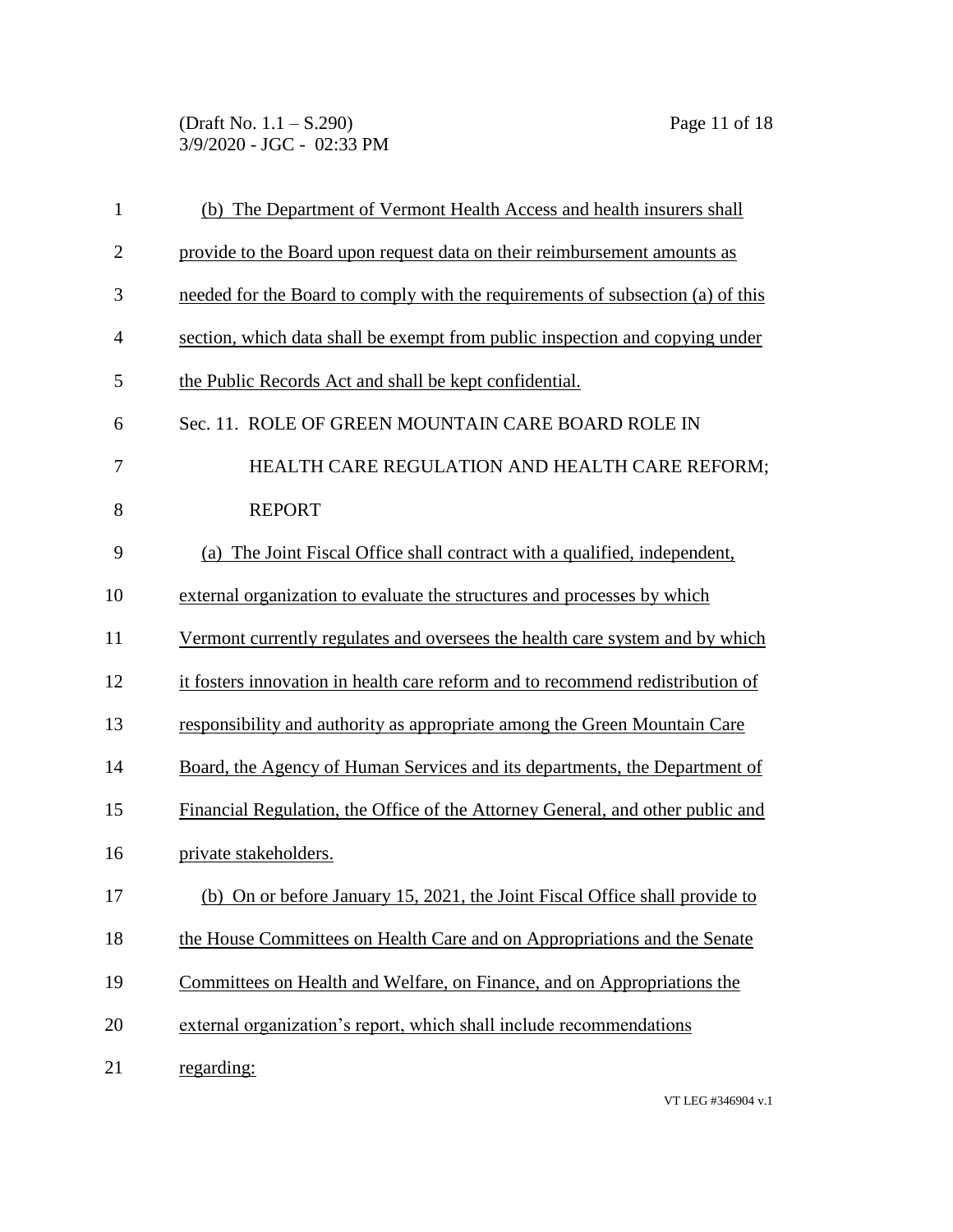(b) The Department of Vermont Health Access and health insurers shall provide to the Board upon request data on their reimbursement amounts as needed for the Board to comply with the requirements of subsection (a) of this section, which data shall be exempt from public inspection and copying under the Public Records Act and shall be kept confidential.

Sec. 11. ROLE OF GREEN MOUNTAIN CARE BOARD ROLE IN HEALTH CARE REGULATION AND HEALTH CARE REFORM; REPORT

(a) The Joint Fiscal Office shall contract with a qualified, independent, external organization to evaluate the structures and processes by which Vermont currently regulates and oversees the health care system and by which it fosters innovation in health care reform and to recommend redistribution of responsibility and authority as appropriate among the Green Mountain Care Board, the Agency of Human Services and its departments, the Department of Financial Regulation, the Office of the Attorney General, and other public and private stakeholders.

(b) On or before January 15, 2021, the Joint Fiscal Office shall provide to the House Committees on Health Care and on Appropriations and the Senate Committees on Health and Welfare, on Finance, and on Appropriations the external organization's report, which shall include recommendations regarding: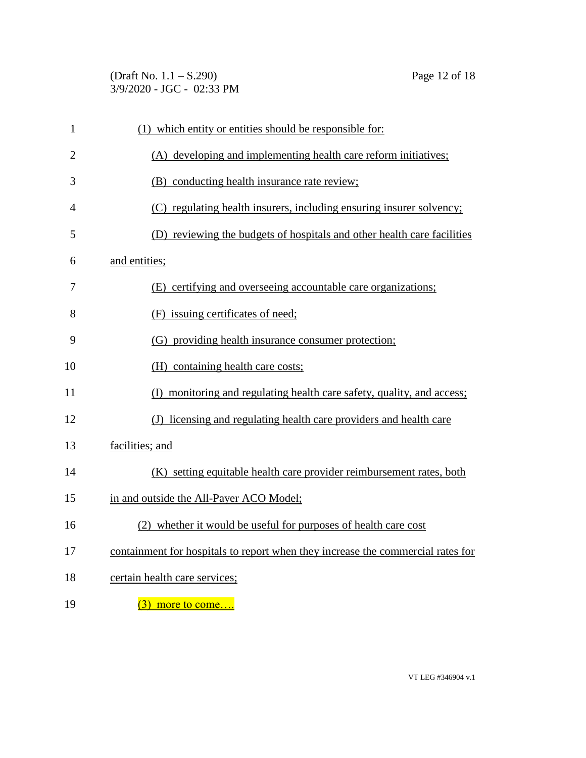(1) which entity or entities should be responsible for:

(A) developing and implementing health care reform initiatives;

(B) conducting health insurance rate review;

(C) regulating health insurers, including ensuring insurer solvency;

(D) reviewing the budgets of hospitals and other health care facilities and entities;

(E) certifying and overseeing accountable care organizations;

(F) issuing certificates of need;

(G) providing health insurance consumer protection;

(H) containing health care costs;

(I) monitoring and regulating health care safety, quality, and access;

(J) licensing and regulating health care providers and health care facilities; and

(K) setting equitable health care provider reimbursement rates, both in and outside the All-Payer ACO Model;

(2) whether it would be useful for purposes of health care cost containment for hospitals to report when they increase the commercial rates for certain health care services;

(3) more to come….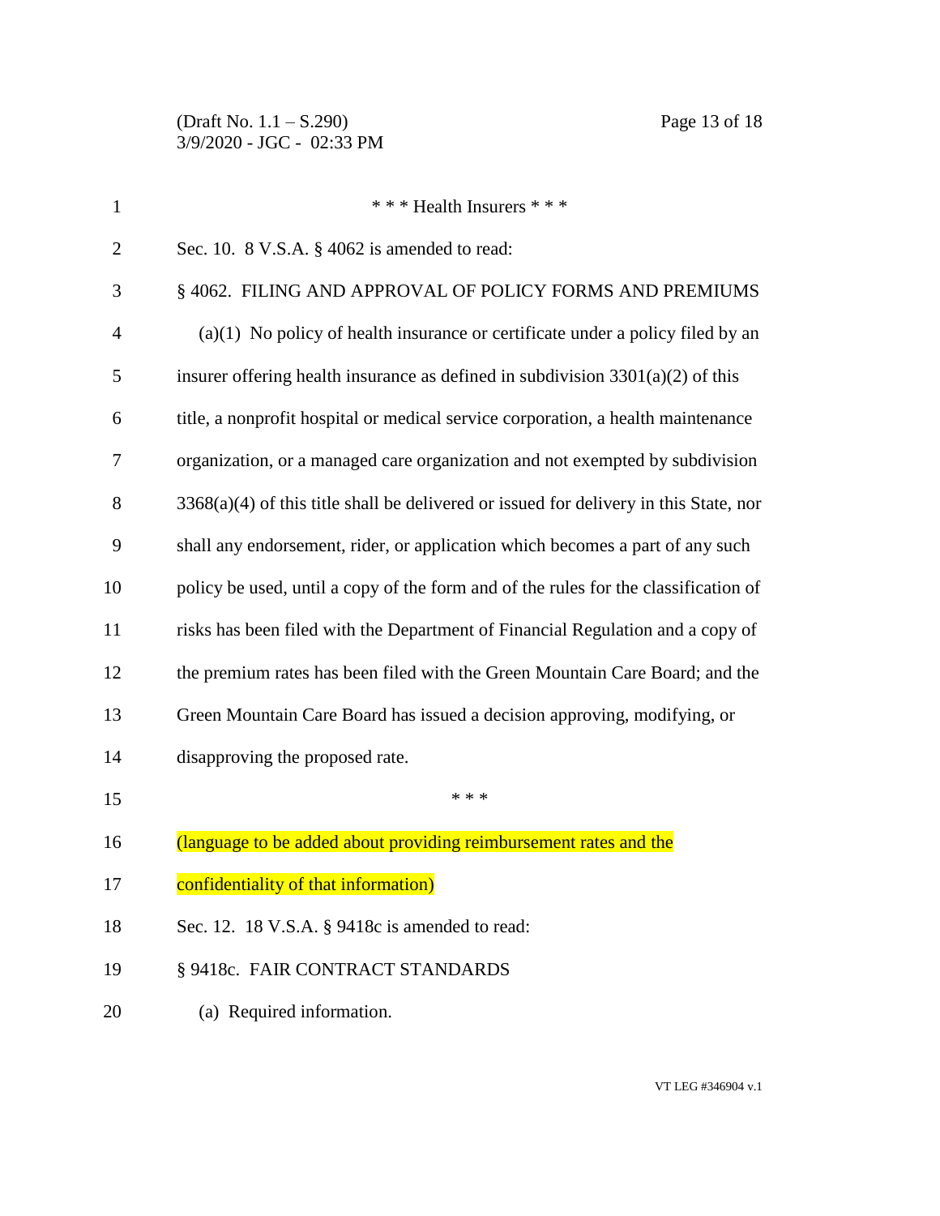\* \* \* Health Insurers \* \* \*

Sec. 10. 8 V.S.A. § 4062 is amended to read:

§ 4062. FILING AND APPROVAL OF POLICY FORMS AND PREMIUMS

(a)(1) No policy of health insurance or certificate under a policy filed by an insurer offering health insurance as defined in subdivision 3301(a)(2) of this title, a nonprofit hospital or medical service corporation, a health maintenance organization, or a managed care organization and not exempted by subdivision 3368(a)(4) of this title shall be delivered or issued for delivery in this State, nor shall any endorsement, rider, or application which becomes a part of any such policy be used, until a copy of the form and of the rules for the classification of risks has been filed with the Department of Financial Regulation and a copy of the premium rates has been filed with the Green Mountain Care Board; and the Green Mountain Care Board has issued a decision approving, modifying, or disapproving the proposed rate.

\* \* \*

(language to be added about providing reimbursement rates and the confidentiality of that information)

Sec. 12. 18 V.S.A. § 9418c is amended to read:

§ 9418c. FAIR CONTRACT STANDARDS

(a) Required information.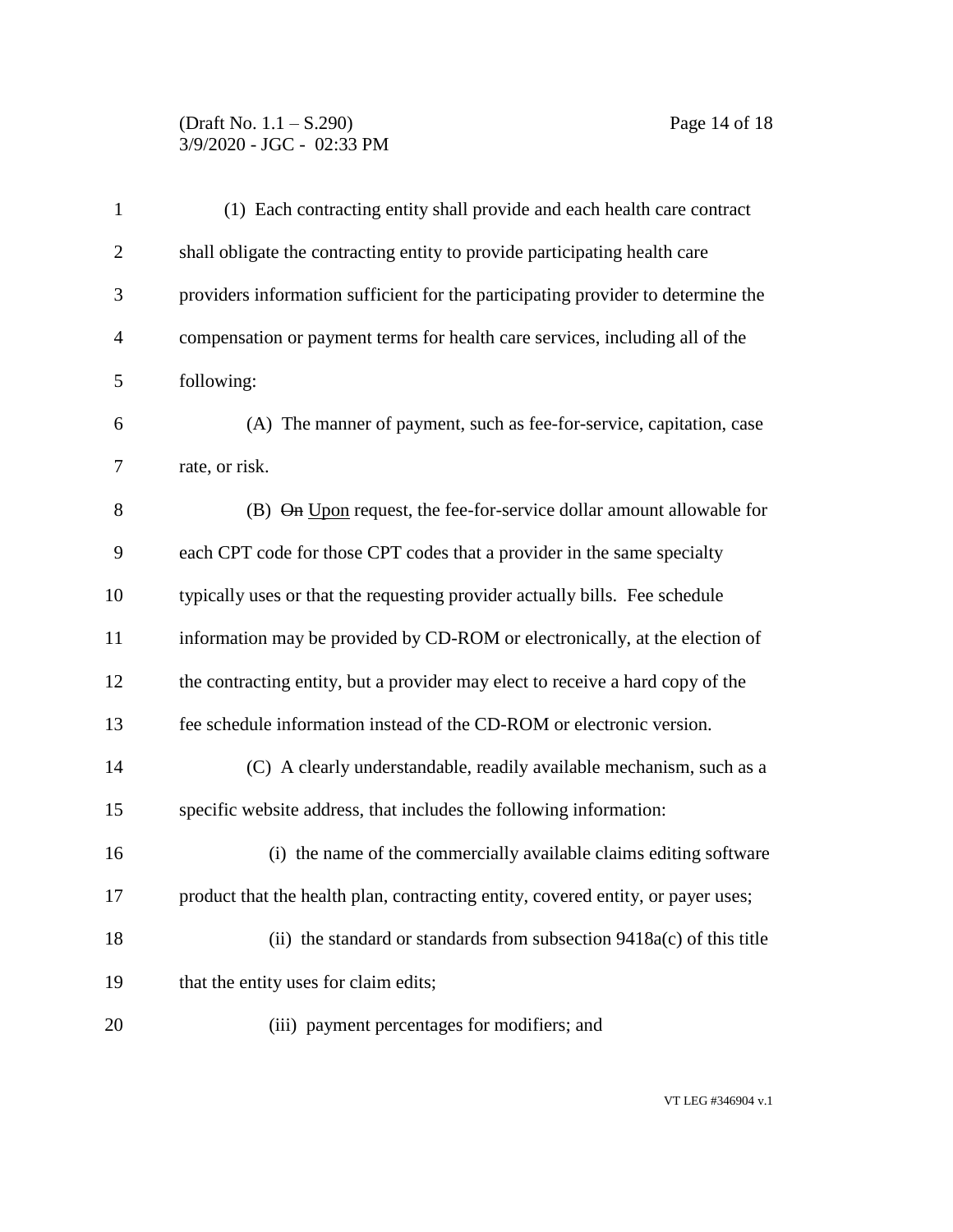(1) Each contracting entity shall provide and each health care contract shall obligate the contracting entity to provide participating health care providers information sufficient for the participating provider to determine the compensation or payment terms for health care services, including all of the following:

(A) The manner of payment, such as fee-for-service, capitation, case rate, or risk.

(B) ~~On~~ Upon request, the fee-for-service dollar amount allowable for each CPT code for those CPT codes that a provider in the same specialty typically uses or that the requesting provider actually bills. Fee schedule information may be provided by CD-ROM or electronically, at the election of the contracting entity, but a provider may elect to receive a hard copy of the fee schedule information instead of the CD-ROM or electronic version.

(C) A clearly understandable, readily available mechanism, such as a specific website address, that includes the following information:

(i) the name of the commercially available claims editing software product that the health plan, contracting entity, covered entity, or payer uses;

(ii) the standard or standards from subsection 9418a(c) of this title that the entity uses for claim edits;

(iii) payment percentages for modifiers; and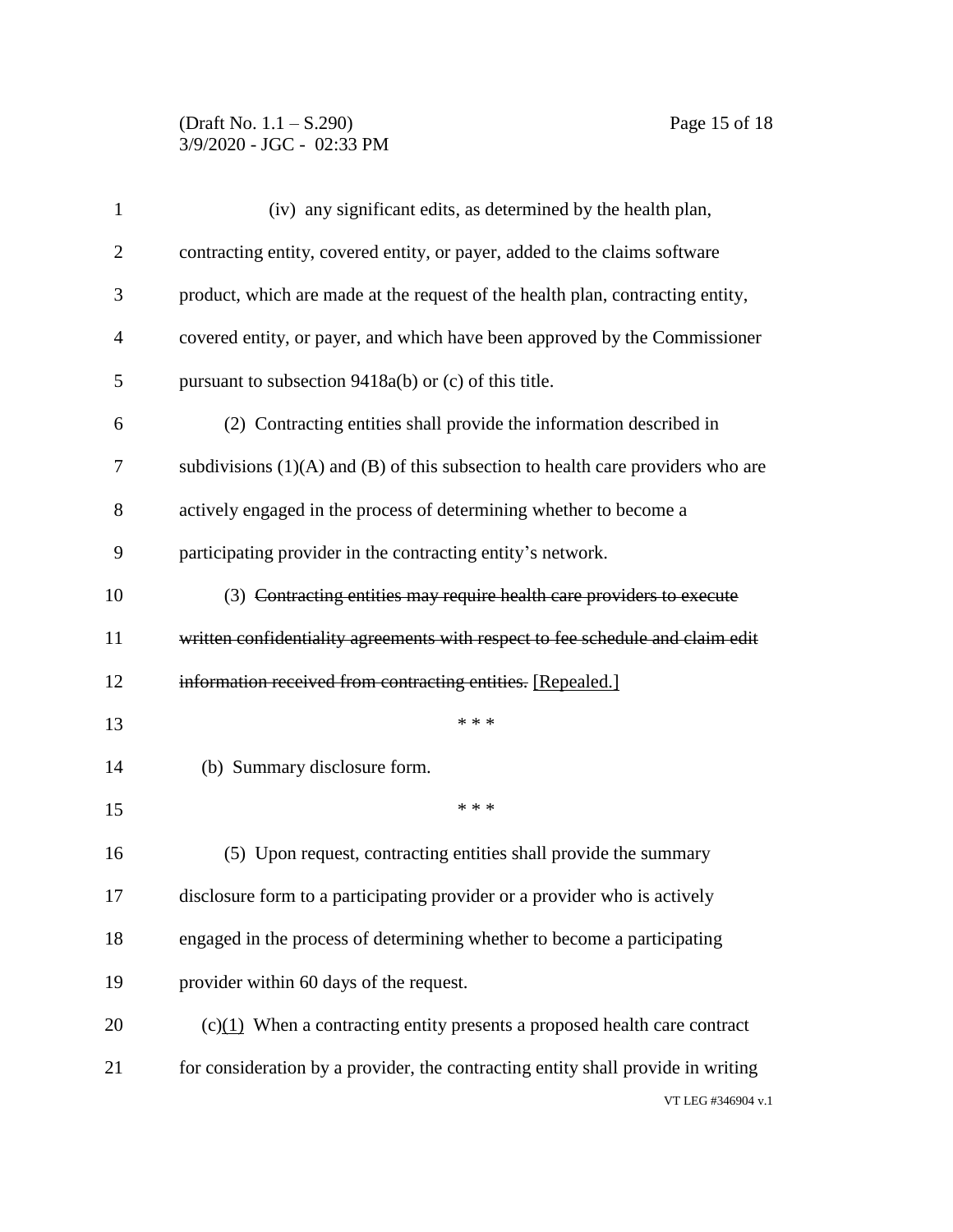(iv) any significant edits, as determined by the health plan, contracting entity, covered entity, or payer, added to the claims software product, which are made at the request of the health plan, contracting entity, covered entity, or payer, and which have been approved by the Commissioner pursuant to subsection 9418a(b) or (c) of this title.

(2) Contracting entities shall provide the information described in subdivisions (1)(A) and (B) of this subsection to health care providers who are actively engaged in the process of determining whether to become a participating provider in the contracting entity's network.

(3) ~~Contracting entities may require health care providers to execute written confidentiality agreements with respect to fee schedule and claim edit information received from contracting entities.~~ <u>[Repealed.]</u>

\* \* \*

(b) Summary disclosure form.

\* \* \*

(5) Upon request, contracting entities shall provide the summary disclosure form to a participating provider or a provider who is actively engaged in the process of determining whether to become a participating provider within 60 days of the request.

(c)<u>(1)</u> When a contracting entity presents a proposed health care contract for consideration by a provider, the contracting entity shall provide in writing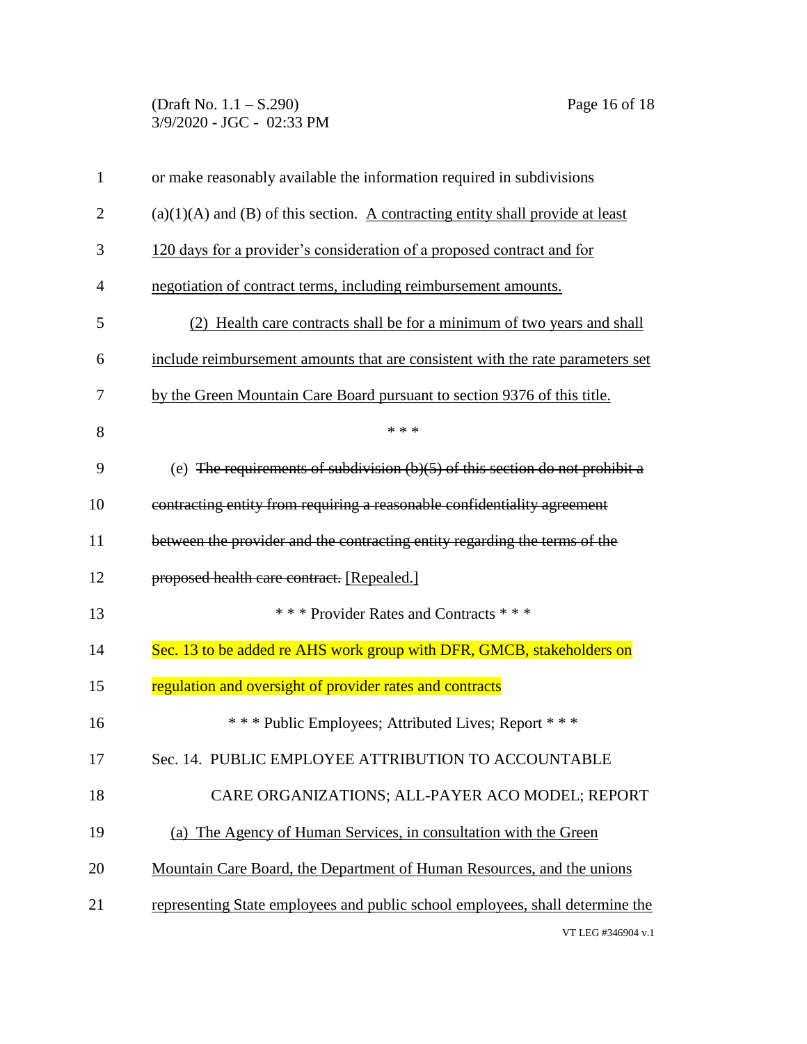or make reasonably available the information required in subdivisions (a)(1)(A) and (B) of this section. A contracting entity shall provide at least 120 days for a provider's consideration of a proposed contract and for negotiation of contract terms, including reimbursement amounts.

(2) Health care contracts shall be for a minimum of two years and shall include reimbursement amounts that are consistent with the rate parameters set by the Green Mountain Care Board pursuant to section 9376 of this title.

\* \* \*

(e) ~~The requirements of subdivision (b)(5) of this section do not prohibit a contracting entity from requiring a reasonable confidentiality agreement between the provider and the contracting entity regarding the terms of the proposed health care contract.~~ [Repealed.]

\* \* \* Provider Rates and Contracts \* \* \*

Sec. 13 to be added re AHS work group with DFR, GMCB, stakeholders on regulation and oversight of provider rates and contracts

\* \* \* Public Employees; Attributed Lives; Report \* \* \*

Sec. 14. PUBLIC EMPLOYEE ATTRIBUTION TO ACCOUNTABLE CARE ORGANIZATIONS; ALL-PAYER ACO MODEL; REPORT

(a) The Agency of Human Services, in consultation with the Green Mountain Care Board, the Department of Human Resources, and the unions representing State employees and public school employees, shall determine the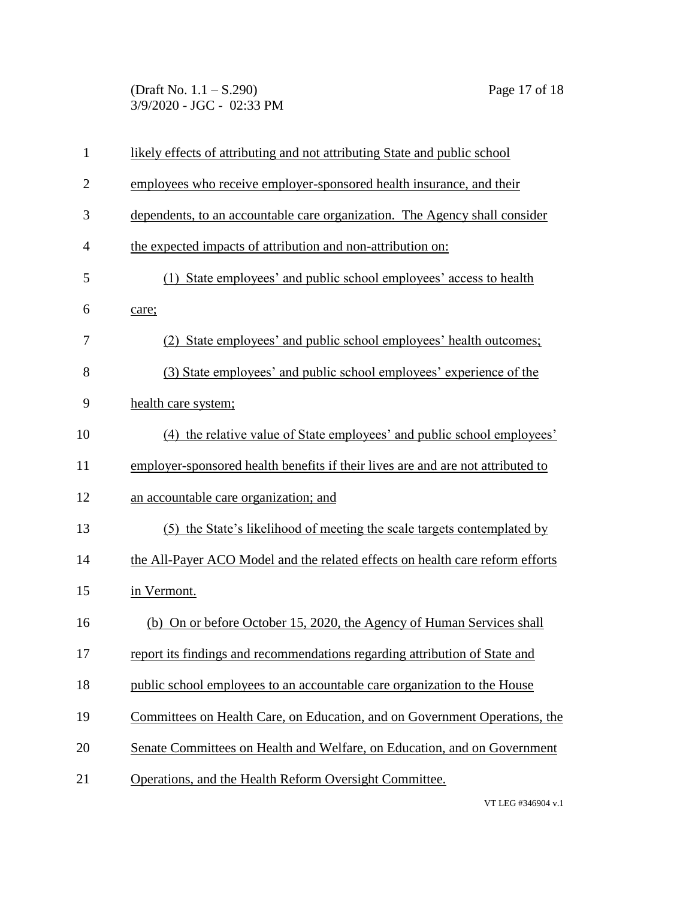likely effects of attributing and not attributing State and public school employees who receive employer-sponsored health insurance, and their dependents, to an accountable care organization. The Agency shall consider the expected impacts of attribution and non-attribution on:

(1) State employees' and public school employees' access to health care;

(2) State employees' and public school employees' health outcomes;

(3) State employees' and public school employees' experience of the health care system;

(4) the relative value of State employees' and public school employees' employer-sponsored health benefits if their lives are and are not attributed to an accountable care organization; and

(5) the State's likelihood of meeting the scale targets contemplated by the All-Payer ACO Model and the related effects on health care reform efforts in Vermont.

(b) On or before October 15, 2020, the Agency of Human Services shall report its findings and recommendations regarding attribution of State and public school employees to an accountable care organization to the House Committees on Health Care, on Education, and on Government Operations, the Senate Committees on Health and Welfare, on Education, and on Government Operations, and the Health Reform Oversight Committee.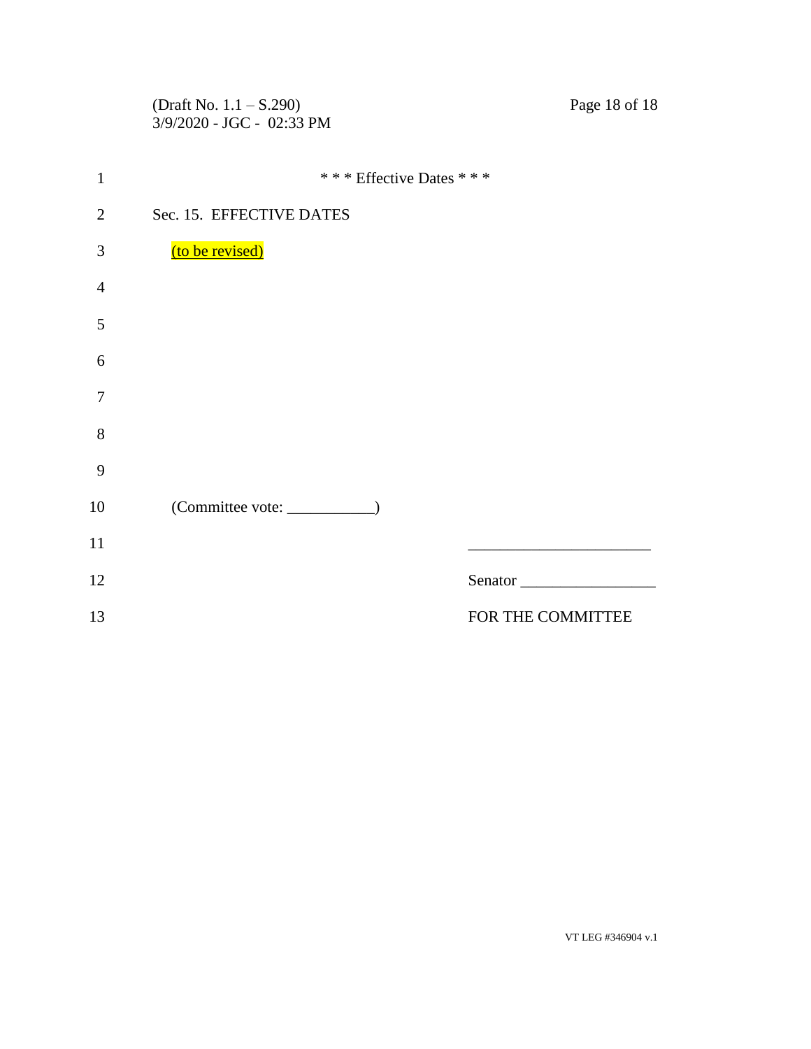\* \* \* Effective Dates \* \* \*

Sec. 15. EFFECTIVE DATES

(to be revised)

(Committee vote: ___________)

_______________________

Senator _________________

FOR THE COMMITTEE

VT LEG #346904 v.1